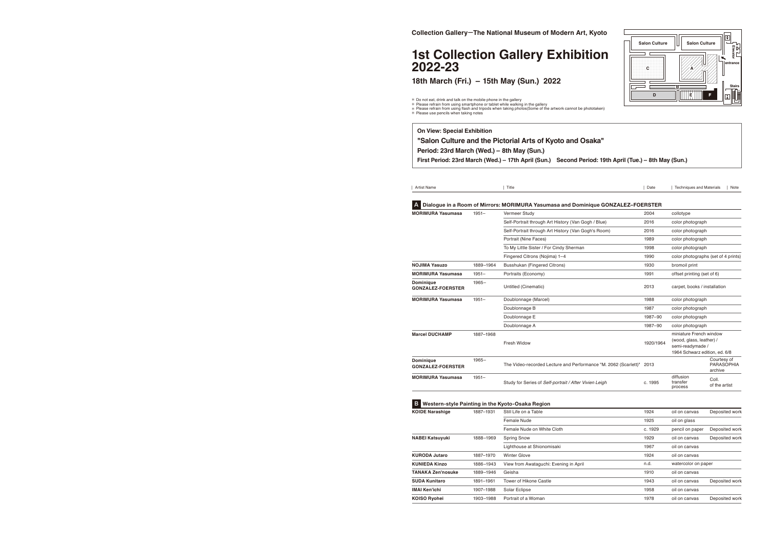Collection Gallery—The National Museum of Modern Art, Kyoto

# 1st Collection Gallery Exhibition 2022-23

### 18th March (Fri.) – 15th May (Sun.) 2022

Salon Culture | Salon Culture | A | B | C | D | E | F | entrance | Elevator | Stairs

- ＊ Do not eat, drink and talk on the mobile phone in the gallery
- ＊ Please refrain from using smartphone or tablet while walking in the gallery
- ＊ Please refrain from using flash and tripods when taking photos(Some of the artwork cannot be phototaken)
- ＊ Please use pencils when taking notes

**On View: Special Exhibition**

**"Salon Culture and the Pictorial Arts of Kyoto and Osaka"**

**Period: 23rd March (Wed.) – 8th May (Sun.)**

**First Period: 23rd March (Wed.) – 17th April (Sun.)　Second Period: 19th April (Tue.) – 8th May (Sun.)**

## A Dialogue in a Room of Mirrors: MORIMURA Yasumasa and Dominique GONZALEZ-FOERSTER

| Artist Name | | Title | Date | Techniques and Materials | Note |
|---|---|---|---|---|---|
| **MORIMURA Yasumasa** | 1951– | Vermeer Study | 2004 | collotype | |
| | | Self-Portrait through Art History (Van Gogh / Blue) | 2016 | color photograph | |
| | | Self-Portrait through Art History (Van Gogh's Room) | 2016 | color photograph | |
| | | Portrait (Nine Faces) | 1989 | color photograph | |
| | | To My Little Sister / For Cindy Sherman | 1998 | color photograph | |
| | | Fingered Citrons (Nojima) 1–4 | 1990 | color photographs (set of 4 prints) | |
| **NOJIMA Yasuzo** | 1889–1964 | Busshukan (Fingered Citrons) | 1930 | bromoil print | |
| **MORIMURA Yasumasa** | 1951– | Portraits (Economy) | 1991 | offset printing (set of 6) | |
| **Dominique GONZALEZ-FOERSTER** | 1965– | Untitled (Cinematic) | 2013 | carpet, books / installation | |
| **MORIMURA Yasumasa** | 1951– | Doublonnage (Marcel) | 1988 | color photograph | |
| | | Doublonnage B | 1987 | color photograph | |
| | | Doublonnage E | 1987–90 | color photograph | |
| | | Doublonnage A | 1987–90 | color photograph | |
| **Marcel DUCHAMP** | 1887–1968 | Fresh Widow | 1920/1964 | miniature French window (wood, glass, leather) / semi-readymade / 1964 Schwarz edition, ed. 6/8 | |
| **Dominique GONZALEZ-FOERSTER** | 1965– | The Video-recorded Lecture and Performance "M. 2062 (Scarlett)" | 2013 | | Courtesy of PARASOPHIA archive |
| **MORIMURA Yasumasa** | 1951– | Study for Series of *Self-portrait / After Vivien Leigh* | c. 1995 | diffusion transfer process | Coll. of the artist |

## B Western-style Painting in the Kyoto-Osaka Region

| Artist Name | | Title | Date | Techniques and Materials | Note |
|---|---|---|---|---|---|
| **KOIDE Narashige** | 1887–1931 | Still Life on a Table | 1924 | oil on canvas | Deposited work |
| | | Female Nude | 1925 | oil on glass | |
| | | Female Nude on White Cloth | c. 1929 | pencil on paper | Deposited work |
| **NABEI Katsuyuki** | 1888–1969 | Spring Snow | 1929 | oil on canvas | Deposited work |
| | | Lighthouse at Shionomisaki | 1967 | oil on canvas | |
| **KURODA Jutaro** | 1887–1970 | Winter Glove | 1924 | oil on canvas | |
| **KUNIEDA Kinzo** | 1886–1943 | View from Awataguchi: Evening in April | n.d. | watercolor on paper | |
| **TANAKA Zen'nosuke** | 1889–1946 | Geisha | 1910 | oil on canvas | |
| **SUDA Kunitaro** | 1891–1961 | Tower of Hikone Castle | 1943 | oil on canvas | Deposited work |
| **IMAI Ken'ichi** | 1907–1988 | Solar Eclipse | 1958 | oil on canvas | |
| **KOISO Ryohei** | 1903–1988 | Portrait of a Woman | 1978 | oil on canvas | Deposited work |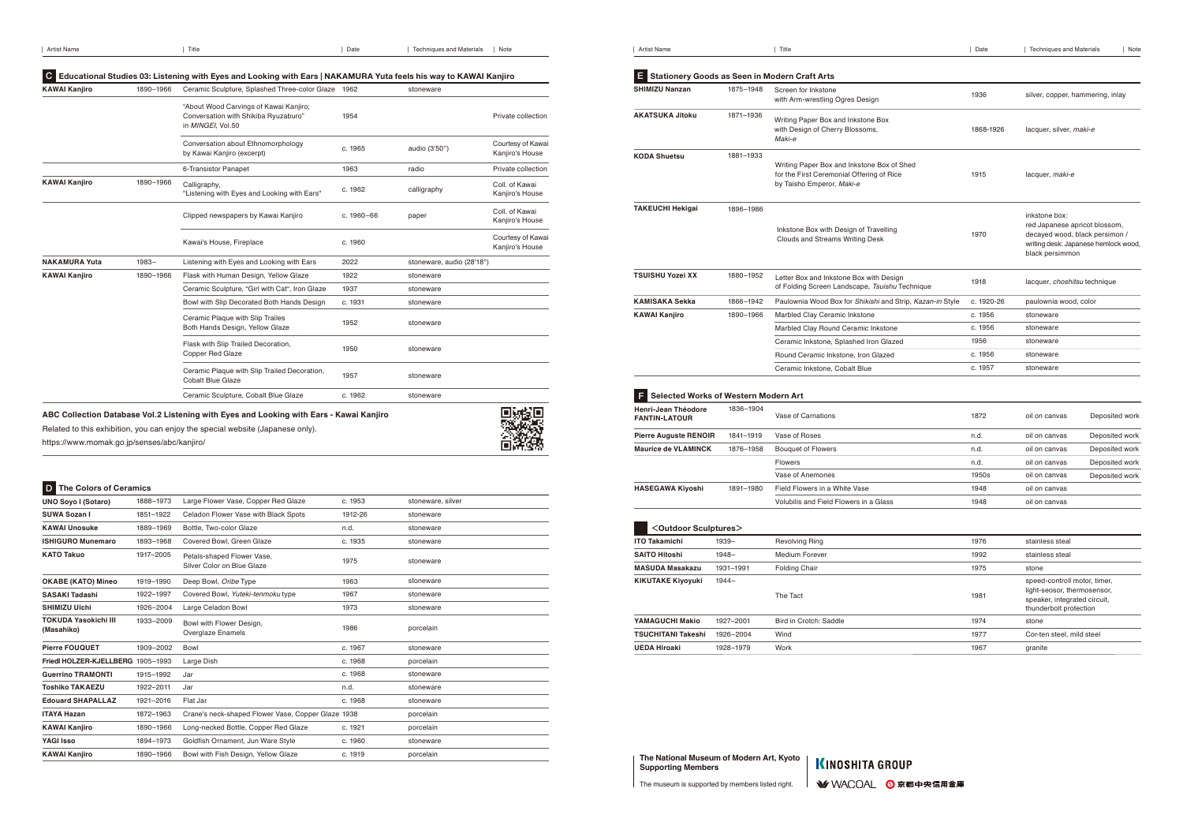## C Educational Studies 03: Listening with Eyes and Looking with Ears | NAKAMURA Yuta feels his way to KAWAI Kanjiro

| Artist Name | | Title | Date | Techniques and Materials | Note |
|---|---|---|---|---|---|
| **KAWAI Kanjiro** | 1890–1966 | Ceramic Sculpture, Splashed Three-color Glaze | 1962 | stoneware | |
| | | "About Wood Carvings of Kawai Kanjiro; Conversation with Shikiba Ryuzaburo" in *MINGEI*, Vol.50 | 1954 | | Private collection |
| | | Conversation about Ethnomorphology by Kawai Kanjiro (excerpt) | c. 1965 | audio (3'50") | Courtesy of Kawai Kanjiro's House |
| | | 6-Transistor Panapet | 1963 | radio | Private collection |
| **KAWAI Kanjiro** | 1890–1966 | Calligraphy, "Listening with Eyes and Looking with Ears" | c. 1962 | calligraphy | Coll. of Kawai Kanjiro's House |
| | | Clipped newspapers by Kawai Kanjiro | c. 1960–66 | paper | Coll. of Kawai Kanjiro's House |
| | | Kawai's House, Fireplace | c. 1960 | | Courtesy of Kawai Kanjiro's House |
| **NAKAMURA Yuta** | 1983– | Listening with Eyes and Looking with Ears | 2022 | stoneware, audio (28'18") | |
| **KAWAI Kanjiro** | 1890–1966 | Flask with Human Design, Yellow Glaze | 1922 | stoneware | |
| | | Ceramic Sculpture, "Girl with Cat", Iron Glaze | 1937 | stoneware | |
| | | Bowl with Slip Decorated Both Hands Design | c. 1931 | stoneware | |
| | | Ceramic Plaque with Slip Trailes Both Hands Design, Yellow Glaze | 1952 | stoneware | |
| | | Flask with Slip Trailed Decoration, Copper Red Glaze | 1950 | stoneware | |
| | | Ceramic Plaque with Slip Trailed Decoration, Cobalt Blue Glaze | 1957 | stoneware | |
| | | Ceramic Sculpture, Cobalt Blue Glaze | c. 1962 | stoneware | |

**ABC Collection Database Vol.2 Listening with Eyes and Looking with Ears - Kawai Kanjiro**

Related to this exhibition, you can enjoy the special website (Japanese only).

https://www.momak.go.jp/senses/abc/kanjiro/

## D The Colors of Ceramics

| Artist Name | | Title | Date | Techniques and Materials |
|---|---|---|---|---|
| **UNO Soyo I (Sotaro)** | 1888–1973 | Large Flower Vase, Copper Red Glaze | c. 1953 | stoneware, silver |
| **SUWA Sozan I** | 1851–1922 | Celadon Flower Vase with Black Spots | 1912-26 | stoneware |
| **KAWAI Unosuke** | 1889–1969 | Bottle, Two-color Glaze | n.d. | stoneware |
| **ISHIGURO Munemaro** | 1893–1968 | Covered Bowl, Green Glaze | c. 1935 | stoneware |
| **KATO Takuo** | 1917–2005 | Petals-shaped Flower Vase, Silver Color on Blue Glaze | 1975 | stoneware |
| **OKABE (KATO) Mineo** | 1919–1990 | Deep Bowl, *Oribe* Type | 1963 | stoneware |
| **SASAKI Tadashi** | 1922–1997 | Covered Bowl, *Yuteki-tenmoku* type | 1967 | stoneware |
| **SHIMIZU Uichi** | 1926–2004 | Large Celadon Bowl | 1973 | stoneware |
| **TOKUDA Yasokichi III (Masahiko)** | 1933–2009 | Bowl with Flower Design, Overglaze Enamels | 1986 | porcelain |
| **Pierre FOUQUET** | 1909–2002 | Bowl | c. 1967 | stoneware |
| **Friedl HOLZER-KJELLBERG** | 1905–1993 | Large Dish | c. 1968 | porcelain |
| **Guerrino TRAMONTI** | 1915–1992 | Jar | c. 1968 | stoneware |
| **Toshiko TAKAEZU** | 1922–2011 | Jar | n.d. | stoneware |
| **Edouard SHAPALLAZ** | 1921–2016 | Flat Jar | c. 1968 | stoneware |
| **ITAYA Hazan** | 1872–1963 | Crane's neck-shaped Flower Vase, Copper Glaze | 1938 | porcelain |
| **KAWAI Kanjiro** | 1890–1966 | Long-necked Bottle, Copper Red Glaze | c. 1921 | porcelain |
| **YAGI Isso** | 1894–1973 | Goldfish Ornament, Jun Ware Style | c. 1960 | stoneware |
| **KAWAI Kanjiro** | 1890–1966 | Bowl with Fish Design, Yellow Glaze | c. 1919 | porcelain |

## E Stationery Goods as Seen in Modern Craft Arts

| Artist Name | | Title | Date | Techniques and Materials | Note |
|---|---|---|---|---|---|
| **SHIMIZU Nanzan** | 1875–1948 | Screen for Inkstone with Arm-wrestling Ogres Design | 1936 | silver, copper, hammering, inlay | |
| **AKATSUKA Jitoku** | 1871–1936 | Writing Paper Box and Inkstone Box with Design of Cherry Blossoms, *Maki-e* | 1868-1926 | lacquer, silver, *maki-e* | |
| **KODA Shuetsu** | 1881–1933 | Writing Paper Box and Inkstone Box of Shed for the First Ceremonial Offering of Rice by Taisho Emperor, *Maki-e* | 1915 | lacquer, *maki-e* | |
| **TAKEUCHI Hekigai** | 1896–1986 | Inkstone Box with Design of Travelling Clouds and Streams Writing Desk | 1970 | inkstone box: red Japanese apricot blossom, decayed wood, black persimon / writing desk: Japanese hemlock wood, black persimmon | |
| **TSUISHU Yozei XX** | 1880–1952 | Letter Box and Inkstone Box with Design of Folding Screen Landscape, *Tsuishu* Technique | 1918 | lacquer, *choshitsu* technique | |
| **KAMISAKA Sekka** | 1866–1942 | Paulownia Wood Box for *Shikishi* and Strip, *Kazan-in* Style | c. 1920-26 | paulownia wood, color | |
| **KAWAI Kanjiro** | 1890–1966 | Marbled Clay Ceramic Inkstone | c. 1956 | stoneware | |
| | | Marbled Clay Round Ceramic Inkstone | c. 1956 | stoneware | |
| | | Ceramic Inkstone, Splashed Iron Glazed | 1956 | stoneware | |
| | | Round Ceramic Inkstone, Iron Glazed | c. 1956 | stoneware | |
| | | Ceramic Inkstone, Cobalt Blue | c. 1957 | stoneware | |

## F Selected Works of Western Modern Art

| Artist Name | | Title | Date | Techniques and Materials | Note |
|---|---|---|---|---|---|
| **Henri-Jean Théodore FANTIN-LATOUR** | 1836–1904 | Vase of Carnations | 1872 | oil on canvas | Deposited work |
| **Pierre Auguste RENOIR** | 1841–1919 | Vase of Roses | n.d. | oil on canvas | Deposited work |
| **Maurice de VLAMINCK** | 1876–1958 | Bouquet of Flowers | n.d. | oil on canvas | Deposited work |
| | | Flowers | n.d. | oil on canvas | Deposited work |
| | | Vase of Anemones | 1950s | oil on canvas | Deposited work |
| **HASEGAWA Kiyoshi** | 1891–1980 | Field Flowers in a White Vase | 1948 | oil on canvas | |
| | | Volubilis and Field Flowers in a Glass | 1948 | oil on canvas | |

### <Outdoor Sculptures>

| Artist Name | | Title | Date | Techniques and Materials |
|---|---|---|---|---|
| **ITO Takamichi** | 1939– | Revolving Ring | 1976 | stainless steal |
| **SAITO Hitoshi** | 1948– | Medium Forever | 1992 | stainless steal |
| **MASUDA Masakazu** | 1931–1991 | Folding Chair | 1975 | stone |
| **KIKUTAKE Kiyoyuki** | 1944– | The Tact | 1981 | speed-controll motor, timer, light-seosor, thermosensor, speaker, integrated circuit, thunderbolt protection |
| **YAMAGUCHI Makio** | 1927–2001 | Bird in Crotch: Saddle | 1974 | stone |
| **TSUCHITANI Takeshi** | 1926–2004 | Wind | 1977 | Cor-ten steel, mild steel |
| **UEDA Hiroaki** | 1928–1979 | Work | 1967 | granite |

**The National Museum of Modern Art, Kyoto Supporting Members**

The museum is supported by members listed right.

KINOSHITA GROUP

WACOAL 京都中央信用金庫